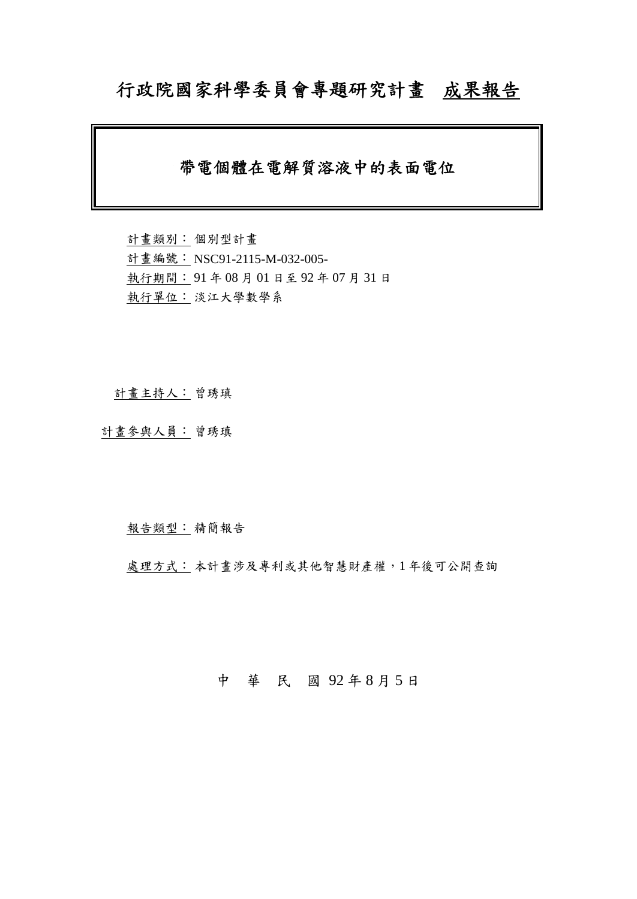# 行政院國家科學委員會專題研究計畫 成果報告

## 帶電個體在電解質溶液中的表面電位

計畫類別： 個別型計畫

計畫編號： NSC91-2115-M-032-005-

執行期間： 91 年 08 月 01 日至 92 年 07 月 31 日

執行單位： 淡江大學數學系

計畫主持人： 曾琇瑱

計畫參與人員： 曾琇瑱

報告類型： 精簡報告

處理方式： 本計畫涉及專利或其他智慧財產權，1 年後可公開查詢

中 華 民 國 92 年 8 月 5 日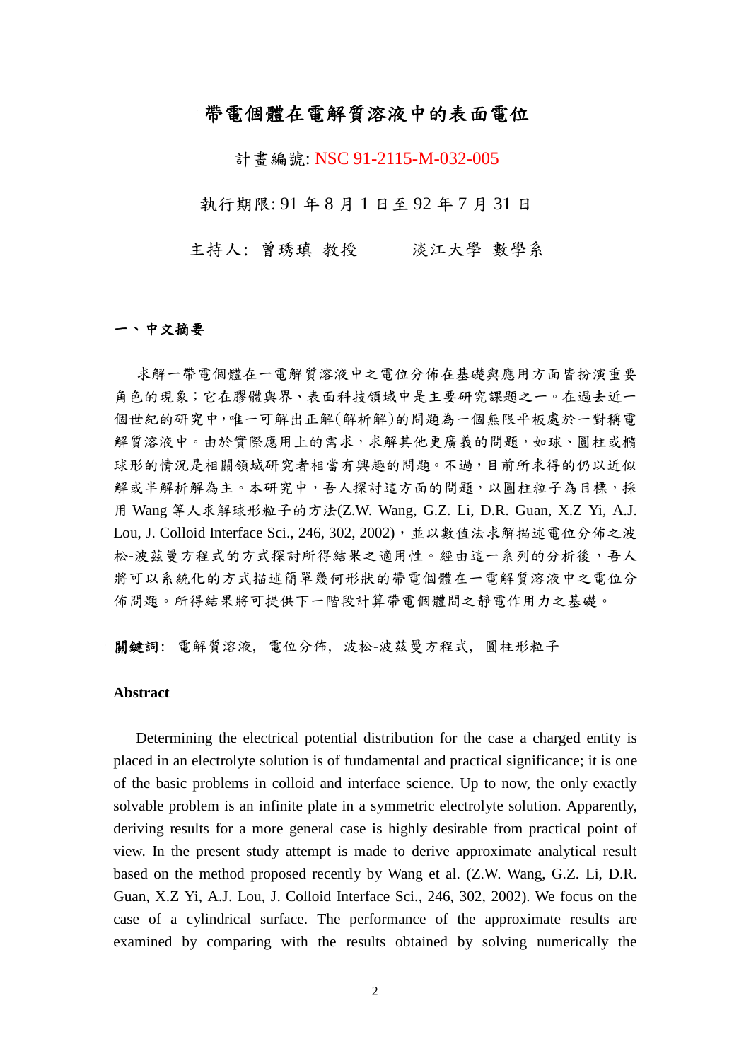# 帶電個體在電解質溶液中的表面電位

計畫編號: NSC 91-2115-M-032-005

執行期限: 91 年 8 月 1 日至 92 年 7 月 31 日

主持人: 曾琇瑱 教授　　　淡江大學 數學系

## 一、中文摘要

求解一帶電個體在一電解質溶液中之電位分佈在基礎與應用方面皆扮演重要角色的現象；它在膠體與界、表面科技領域中是主要研究課題之一。在過去近一個世紀的研究中，唯一可解出正解(解析解)的問題為一個無限平板處於一對稱電解質溶液中。由於實際應用上的需求，求解其他更廣義的問題，如球、圓柱或橢球形的情況是相關領域研究者相當有興趣的問題。不過，目前所求得的仍以近似解或半解析解為主。本研究中，吾人探討這方面的問題，以圓柱粒子為目標，採用 Wang 等人求解球形粒子的方法(Z.W. Wang, G.Z. Li, D.R. Guan, X.Z Yi, A.J. Lou, J. Colloid Interface Sci., 246, 302, 2002)，並以數值法求解描述電位分佈之波松-波茲曼方程式的方式探討所得結果之適用性。經由這一系列的分析後，吾人將可以系統化的方式描述簡單幾何形狀的帶電個體在一電解質溶液中之電位分佈問題。所得結果將可提供下一階段計算帶電個體間之靜電作用力之基礎。

**關鍵詞**: 電解質溶液, 電位分佈, 波松-波茲曼方程式, 圓柱形粒子

## Abstract

Determining the electrical potential distribution for the case a charged entity is placed in an electrolyte solution is of fundamental and practical significance; it is one of the basic problems in colloid and interface science. Up to now, the only exactly solvable problem is an infinite plate in a symmetric electrolyte solution. Apparently, deriving results for a more general case is highly desirable from practical point of view. In the present study attempt is made to derive approximate analytical result based on the method proposed recently by Wang et al. (Z.W. Wang, G.Z. Li, D.R. Guan, X.Z Yi, A.J. Lou, J. Colloid Interface Sci., 246, 302, 2002). We focus on the case of a cylindrical surface. The performance of the approximate results are examined by comparing with the results obtained by solving numerically the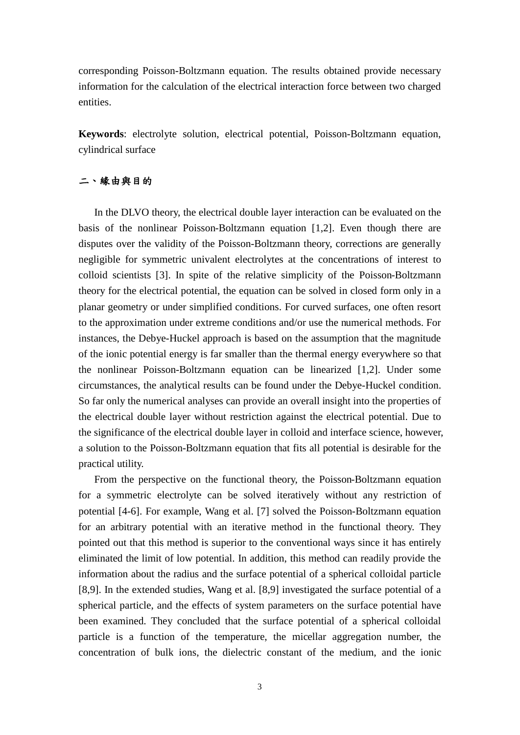corresponding Poisson-Boltzmann equation. The results obtained provide necessary information for the calculation of the electrical interaction force between two charged entities.

**Keywords**: electrolyte solution, electrical potential, Poisson-Boltzmann equation, cylindrical surface

## 二、緣由與目的

In the DLVO theory, the electrical double layer interaction can be evaluated on the basis of the nonlinear Poisson-Boltzmann equation [1,2]. Even though there are disputes over the validity of the Poisson-Boltzmann theory, corrections are generally negligible for symmetric univalent electrolytes at the concentrations of interest to colloid scientists [3]. In spite of the relative simplicity of the Poisson-Boltzmann theory for the electrical potential, the equation can be solved in closed form only in a planar geometry or under simplified conditions. For curved surfaces, one often resort to the approximation under extreme conditions and/or use the numerical methods. For instances, the Debye-Huckel approach is based on the assumption that the magnitude of the ionic potential energy is far smaller than the thermal energy everywhere so that the nonlinear Poisson-Boltzmann equation can be linearized [1,2]. Under some circumstances, the analytical results can be found under the Debye-Huckel condition. So far only the numerical analyses can provide an overall insight into the properties of the electrical double layer without restriction against the electrical potential. Due to the significance of the electrical double layer in colloid and interface science, however, a solution to the Poisson-Boltzmann equation that fits all potential is desirable for the practical utility.

From the perspective on the functional theory, the Poisson-Boltzmann equation for a symmetric electrolyte can be solved iteratively without any restriction of potential [4-6]. For example, Wang et al. [7] solved the Poisson-Boltzmann equation for an arbitrary potential with an iterative method in the functional theory. They pointed out that this method is superior to the conventional ways since it has entirely eliminated the limit of low potential. In addition, this method can readily provide the information about the radius and the surface potential of a spherical colloidal particle [8,9]. In the extended studies, Wang et al. [8,9] investigated the surface potential of a spherical particle, and the effects of system parameters on the surface potential have been examined. They concluded that the surface potential of a spherical colloidal particle is a function of the temperature, the micellar aggregation number, the concentration of bulk ions, the dielectric constant of the medium, and the ionic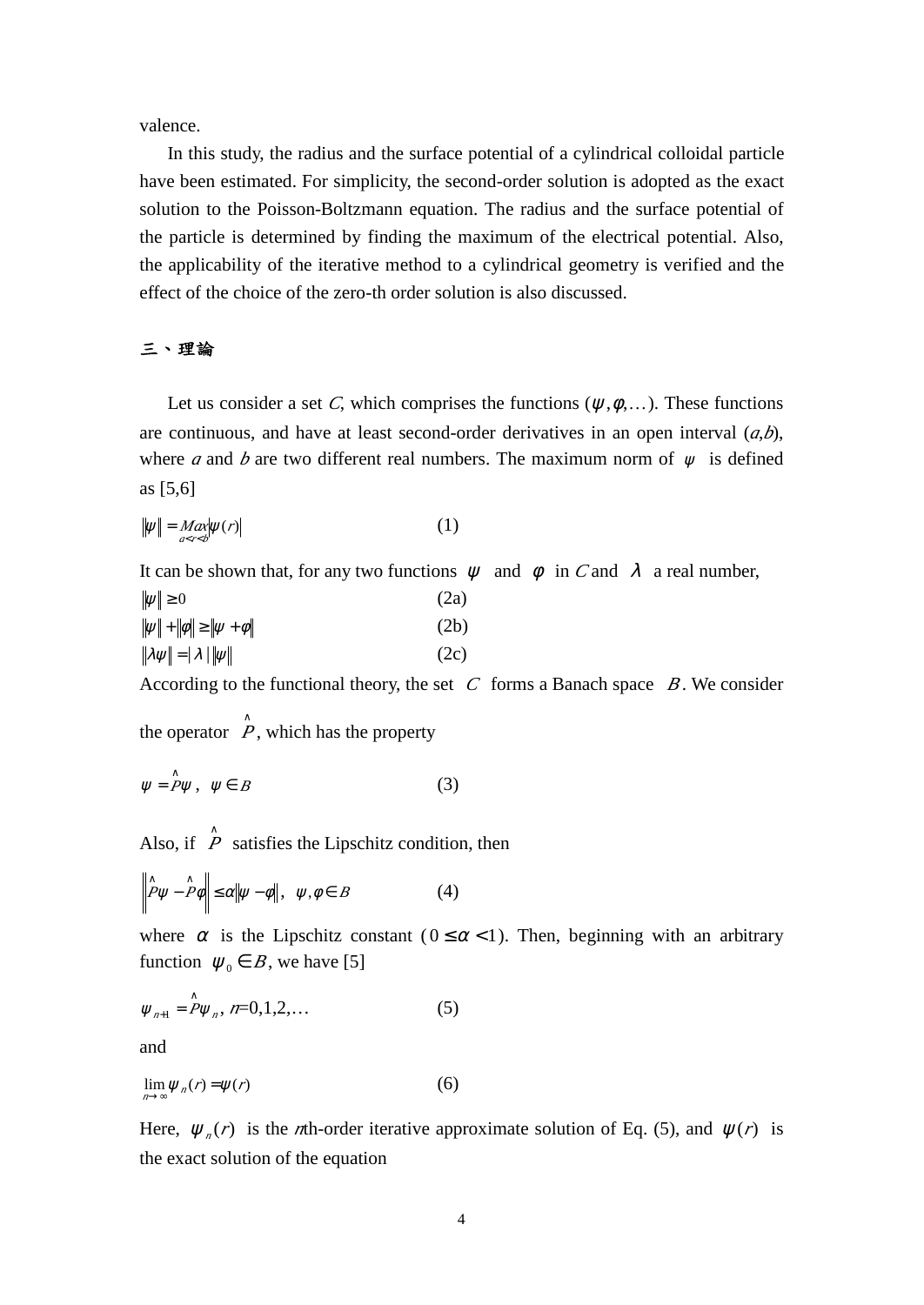valence.

In this study, the radius and the surface potential of a cylindrical colloidal particle have been estimated. For simplicity, the second-order solution is adopted as the exact solution to the Poisson-Boltzmann equation. The radius and the surface potential of the particle is determined by finding the maximum of the electrical potential. Also, the applicability of the iterative method to a cylindrical geometry is verified and the effect of the choice of the zero-th order solution is also discussed.

## 三、理論

Let us consider a set *C*, which comprises the functions ($\psi, \phi, \ldots$). These functions are continuous, and have at least second-order derivatives in an open interval ($a$,$b$), where $a$ and $b$ are two different real numbers. The maximum norm of $\psi$ is defined as [5,6]

$$\|\psi\| = \underset{a<r<b}{Max}|\psi(r)| \qquad (1)$$

It can be shown that, for any two functions $\psi$ and $\phi$ in *C* and $\lambda$ a real number,

$$\|\psi\| \geq 0 \qquad (2a)$$

$$\|\psi\| + \|\phi\| \geq \|\psi + \phi\| \qquad (2b)$$

$$\|\lambda\psi\| = |\lambda| \, \|\psi\| \qquad (2c)$$

According to the functional theory, the set $C$ forms a Banach space $B$. We consider the operator $\hat{P}$, which has the property

$$\psi = \hat{P}\psi, \quad \psi \in B \qquad (3)$$

Also, if $\hat{P}$ satisfies the Lipschitz condition, then

$$\left\| \hat{P}\psi - \hat{P}\phi \right\| \leq \alpha \|\psi - \phi\|, \quad \psi, \phi \in B \qquad (4)$$

where $\alpha$ is the Lipschitz constant ($0 \leq \alpha < 1$). Then, beginning with an arbitrary function $\psi_0 \in B$, we have [5]

$$\psi_{n+1} = \hat{P}\psi_n, \; n=0,1,2,\ldots \qquad (5)$$

and

$$\lim_{n \to \infty} \psi_n(r) = \psi(r) \qquad (6)$$

Here, $\psi_n(r)$ is the $n$th-order iterative approximate solution of Eq. (5), and $\psi(r)$ is the exact solution of the equation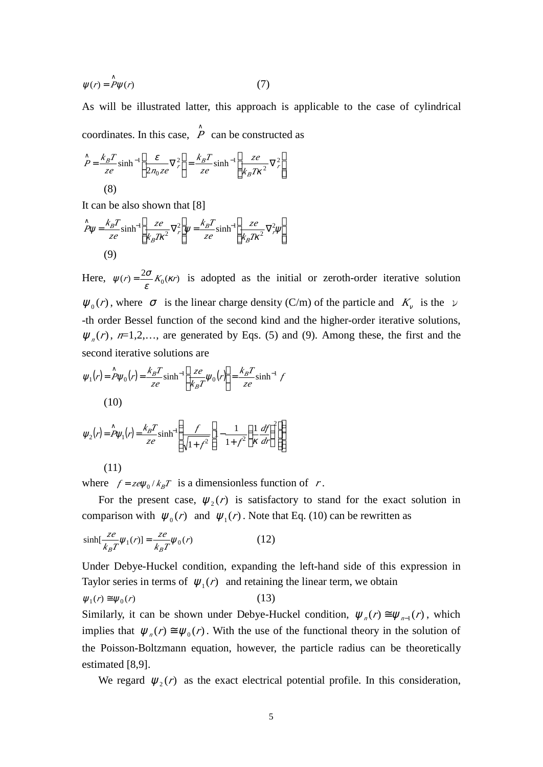$$\psi(r) = \hat{P}\psi(r) \qquad (7)$$

As will be illustrated latter, this approach is applicable to the case of cylindrical coordinates. In this case, $\hat{P}$ can be constructed as

$$\hat{P} = \frac{k_B T}{ze}\sinh^{-1}\left(\frac{\varepsilon}{2n_0 ze}\nabla_r^2\right) = \frac{k_B T}{ze}\sinh^{-1}\left(\frac{ze}{k_B T\kappa^2}\nabla_r^2\right) \qquad (8)$$

It can be also shown that [8]

$$\hat{P}\psi = \frac{k_B T}{ze}\sinh^{-1}\left(\frac{ze}{k_B T\kappa^2}\nabla_r^2\right)\psi = \frac{k_B T}{ze}\sinh^{-1}\left(\frac{ze}{k_B T\kappa^2}\nabla_r^2\psi\right) \qquad (9)$$

Here, $\psi(r) = \frac{2\sigma}{\varepsilon}K_0(\kappa r)$ is adopted as the initial or zeroth-order iterative solution $\psi_0(r)$, where $\sigma$ is the linear charge density (C/m) of the particle and $K_\nu$ is the $\nu$-th order Bessel function of the second kind and the higher-order iterative solutions, $\psi_n(r)$, $n$=1,2,…, are generated by Eqs. (5) and (9). Among these, the first and the second iterative solutions are

$$\psi_1(r) = \hat{P}\psi_0(r) = \frac{k_B T}{ze}\sinh^{-1}\left(\frac{ze}{k_B T}\psi_0(r)\right) = \frac{k_B T}{ze}\sinh^{-1} f \qquad (10)$$

$$\psi_2(r) = \hat{P}\psi_1(r) = \frac{k_B T}{ze}\sinh^{-1}\left\{\frac{f}{\sqrt{1+f^2}}\left[1 - \frac{1}{1+f^2}\left(\frac{1}{\kappa}\frac{df}{dr}\right)^2\right]\right\} \qquad (11)$$

where $f = ze\psi_0 / k_B T$ is a dimensionless function of $r$.

For the present case, $\psi_2(r)$ is satisfactory to stand for the exact solution in comparison with $\psi_0(r)$ and $\psi_1(r)$. Note that Eq. (10) can be rewritten as

$$\sinh\left[\frac{ze}{k_B T}\psi_1(r)\right] = \frac{ze}{k_B T}\psi_0(r) \qquad (12)$$

Under Debye-Huckel condition, expanding the left-hand side of this expression in Taylor series in terms of $\psi_1(r)$ and retaining the linear term, we obtain

$$\psi_1(r) \cong \psi_0(r) \qquad (13)$$

Similarly, it can be shown under Debye-Huckel condition, $\psi_n(r) \cong \psi_{n-1}(r)$, which implies that $\psi_n(r) \cong \psi_0(r)$. With the use of the functional theory in the solution of the Poisson-Boltzmann equation, however, the particle radius can be theoretically estimated [8,9].

We regard $\psi_2(r)$ as the exact electrical potential profile. In this consideration,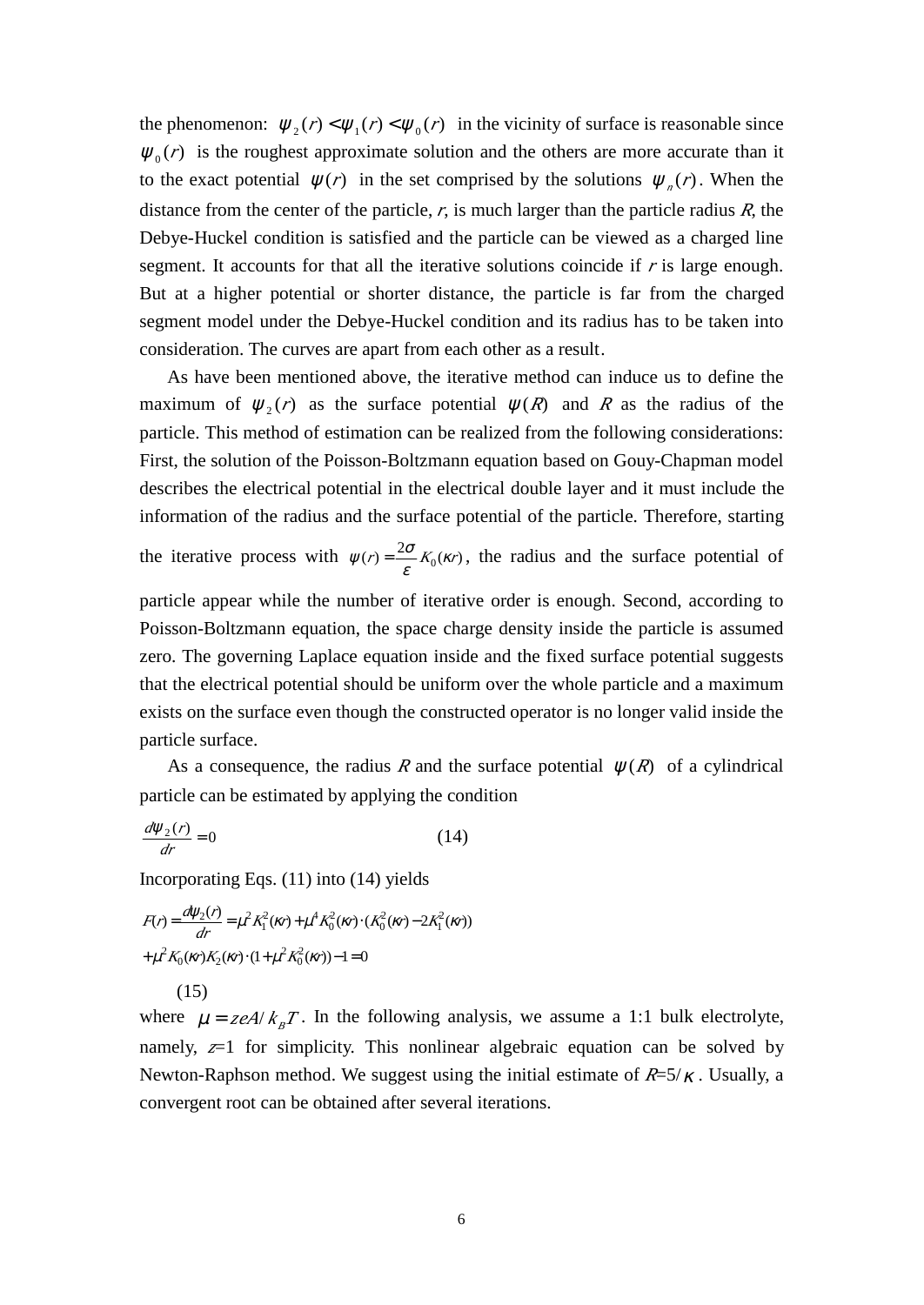the phenomenon: $\psi_2(r) < \psi_1(r) < \psi_0(r)$ in the vicinity of surface is reasonable since $\psi_0(r)$ is the roughest approximate solution and the others are more accurate than it to the exact potential $\psi(r)$ in the set comprised by the solutions $\psi_n(r)$. When the distance from the center of the particle, $r$, is much larger than the particle radius $R$, the Debye-Huckel condition is satisfied and the particle can be viewed as a charged line segment. It accounts for that all the iterative solutions coincide if $r$ is large enough. But at a higher potential or shorter distance, the particle is far from the charged segment model under the Debye-Huckel condition and its radius has to be taken into consideration. The curves are apart from each other as a result.

As have been mentioned above, the iterative method can induce us to define the maximum of $\psi_2(r)$ as the surface potential $\psi(R)$ and $R$ as the radius of the particle. This method of estimation can be realized from the following considerations: First, the solution of the Poisson-Boltzmann equation based on Gouy-Chapman model describes the electrical potential in the electrical double layer and it must include the information of the radius and the surface potential of the particle. Therefore, starting the iterative process with $\psi(r) = \frac{2\sigma}{\varepsilon} K_0(\kappa r)$, the radius and the surface potential of particle appear while the number of iterative order is enough. Second, according to Poisson-Boltzmann equation, the space charge density inside the particle is assumed zero. The governing Laplace equation inside and the fixed surface potential suggests that the electrical potential should be uniform over the whole particle and a maximum exists on the surface even though the constructed operator is no longer valid inside the particle surface.

As a consequence, the radius $R$ and the surface potential $\psi(R)$ of a cylindrical particle can be estimated by applying the condition

$$\frac{d\psi_2(r)}{dr} = 0 \qquad (14)$$

Incorporating Eqs. (11) into (14) yields

$$F(r) = \frac{d\psi_2(r)}{dr} = \mu^2 K_1^2(\kappa r) + \mu^4 K_0^2(\kappa r) \cdot (K_0^2(\kappa r) - 2K_1^2(\kappa r))$$
$$+ \mu^2 K_0(\kappa r) K_2(\kappa r) \cdot (1 + \mu^2 K_0^2(\kappa r)) - 1 = 0$$

(15)

where $\mu = zeA / k_B T$. In the following analysis, we assume a 1:1 bulk electrolyte, namely, $z$=1 for simplicity. This nonlinear algebraic equation can be solved by Newton-Raphson method. We suggest using the initial estimate of $R$=5/$\kappa$. Usually, a convergent root can be obtained after several iterations.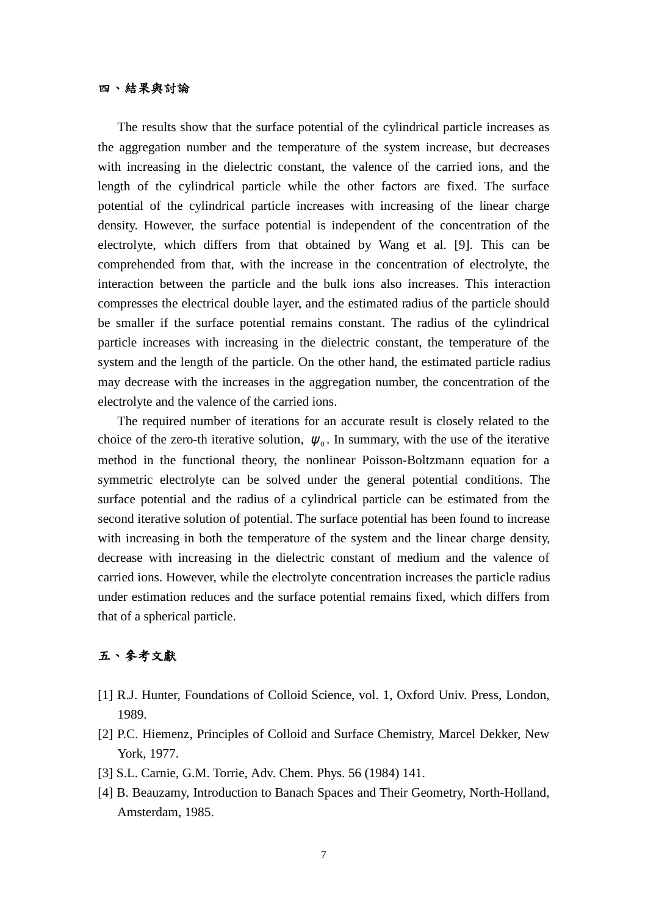## 四、結果與討論

The results show that the surface potential of the cylindrical particle increases as the aggregation number and the temperature of the system increase, but decreases with increasing in the dielectric constant, the valence of the carried ions, and the length of the cylindrical particle while the other factors are fixed. The surface potential of the cylindrical particle increases with increasing of the linear charge density. However, the surface potential is independent of the concentration of the electrolyte, which differs from that obtained by Wang et al. [9]. This can be comprehended from that, with the increase in the concentration of electrolyte, the interaction between the particle and the bulk ions also increases. This interaction compresses the electrical double layer, and the estimated radius of the particle should be smaller if the surface potential remains constant. The radius of the cylindrical particle increases with increasing in the dielectric constant, the temperature of the system and the length of the particle. On the other hand, the estimated particle radius may decrease with the increases in the aggregation number, the concentration of the electrolyte and the valence of the carried ions.

The required number of iterations for an accurate result is closely related to the choice of the zero-th iterative solution, $\psi_0$. In summary, with the use of the iterative method in the functional theory, the nonlinear Poisson-Boltzmann equation for a symmetric electrolyte can be solved under the general potential conditions. The surface potential and the radius of a cylindrical particle can be estimated from the second iterative solution of potential. The surface potential has been found to increase with increasing in both the temperature of the system and the linear charge density, decrease with increasing in the dielectric constant of medium and the valence of carried ions. However, while the electrolyte concentration increases the particle radius under estimation reduces and the surface potential remains fixed, which differs from that of a spherical particle.

## 五、參考文獻

[1] R.J. Hunter, Foundations of Colloid Science, vol. 1, Oxford Univ. Press, London, 1989.

[2] P.C. Hiemenz, Principles of Colloid and Surface Chemistry, Marcel Dekker, New York, 1977.

[3] S.L. Carnie, G.M. Torrie, Adv. Chem. Phys. 56 (1984) 141.

[4] B. Beauzamy, Introduction to Banach Spaces and Their Geometry, North-Holland, Amsterdam, 1985.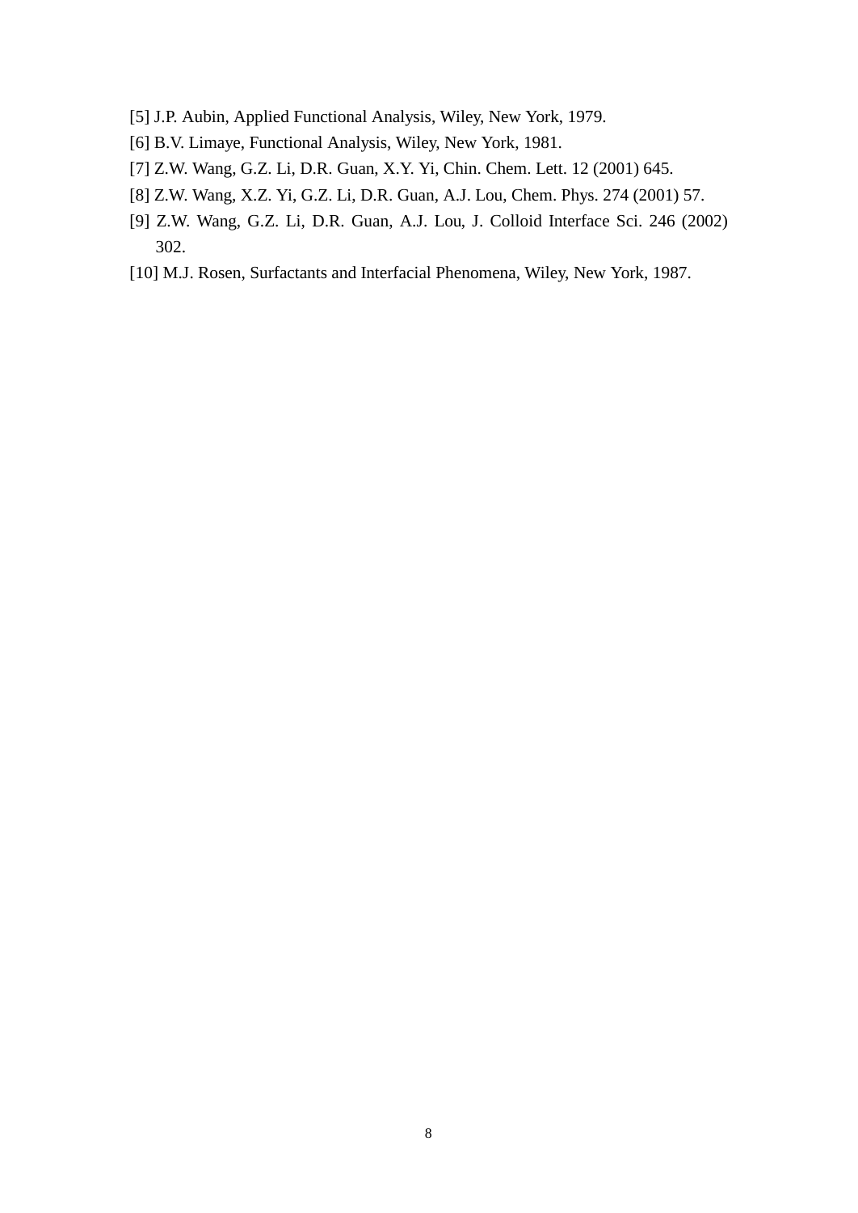[5] J.P. Aubin, Applied Functional Analysis, Wiley, New York, 1979.

[6] B.V. Limaye, Functional Analysis, Wiley, New York, 1981.

[7] Z.W. Wang, G.Z. Li, D.R. Guan, X.Y. Yi, Chin. Chem. Lett. 12 (2001) 645.

[8] Z.W. Wang, X.Z. Yi, G.Z. Li, D.R. Guan, A.J. Lou, Chem. Phys. 274 (2001) 57.

[9] Z.W. Wang, G.Z. Li, D.R. Guan, A.J. Lou, J. Colloid Interface Sci. 246 (2002) 302.

[10] M.J. Rosen, Surfactants and Interfacial Phenomena, Wiley, New York, 1987.